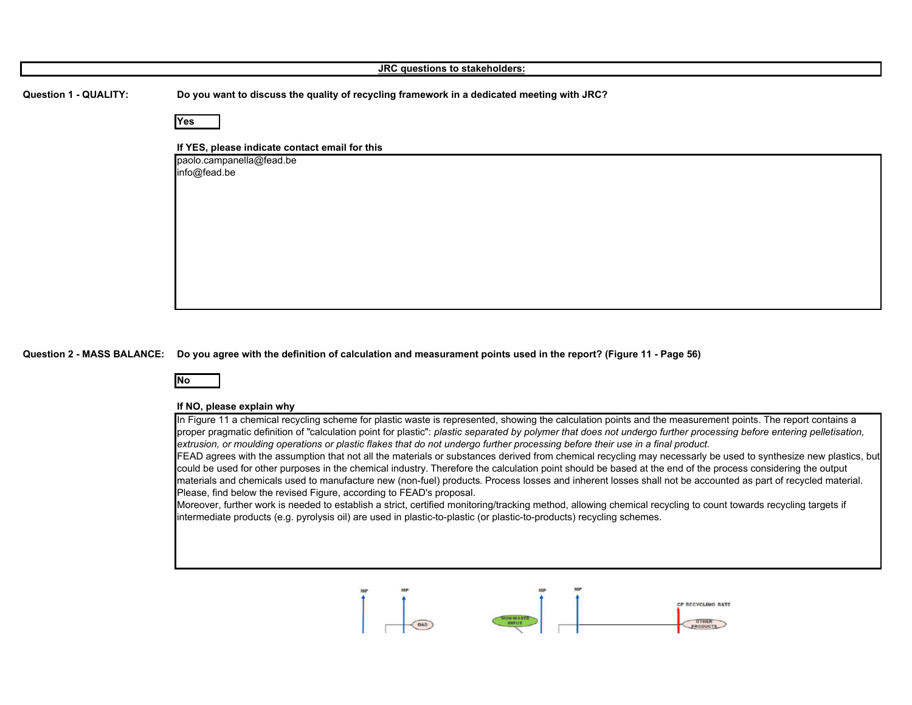**JRC questions to stakeholders:**

**Question 1 - QUALITY:** **Do you want to discuss the quality of recycling framework in a dedicated meeting with JRC?**

**Yes**

**If YES, please indicate contact email for this**

paolo.campanella@fead.be
info@fead.be

**Question 2 - MASS BALANCE:** **Do you agree with the definition of calculation and measurament points used in the report? (Figure 11 - Page 56)**

**No**

**If NO, please explain why**

In Figure 11 a chemical recycling scheme for plastic waste is represented, showing the calculation points and the measurement points. The report contains a proper pragmatic definition of "calculation point for plastic": *plastic separated by polymer that does not undergo further processing before entering pelletisation, extrusion, or moulding operations or plastic flakes that do not undergo further processing before their use in a final product.*
FEAD agrees with the assumption that not all the materials or substances derived from chemical recycling may necessarly be used to synthesize new plastics, but could be used for other purposes in the chemical industry. Therefore the calculation point should be based at the end of the process considering the output materials and chemicals used to manufacture new (non-fuel) products. Process losses and inherent losses shall not be accounted as part of recycled material. Please, find below the revised Figure, according to FEAD's proposal.
Moreover, further work is needed to establish a strict, certified monitoring/tracking method, allowing chemical recycling to count towards recycling targets if intermediate products (e.g. pyrolysis oil) are used in plastic-to-plastic (or plastic-to-products) recycling schemes.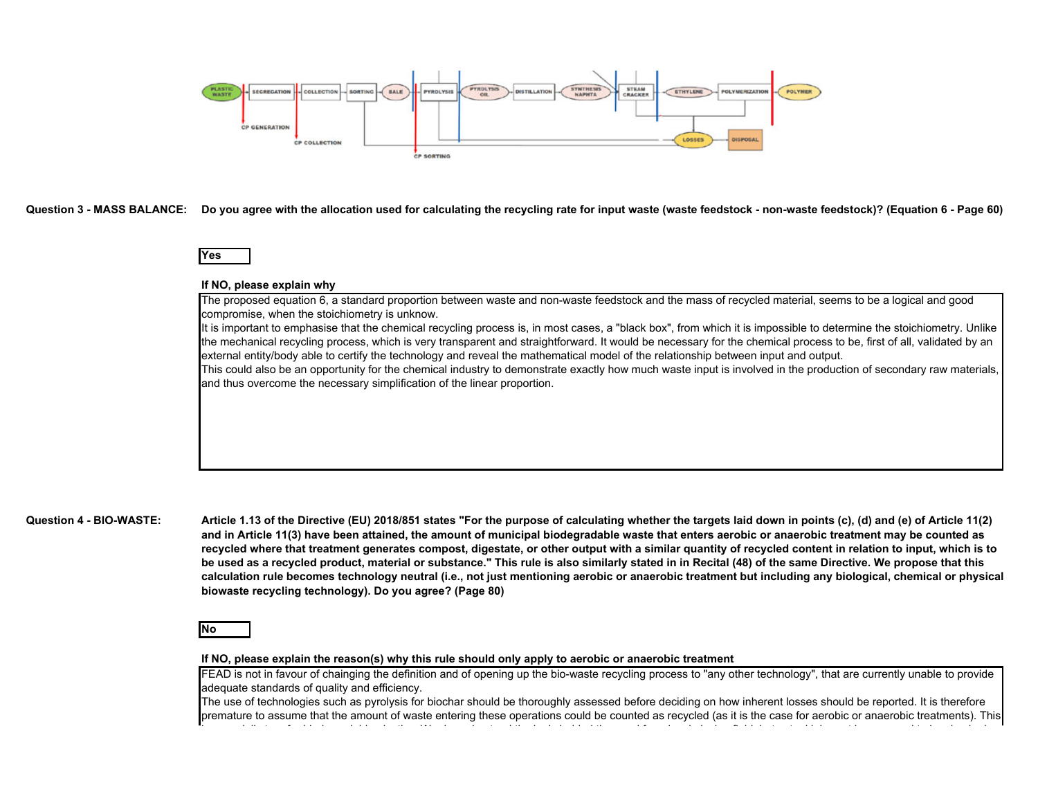PLASTIC WASTE → SEGREGATION → COLLECTION → SORTING → BALE → PYROLYSIS → PYROLYSIS OIL → DISTILLATION → SYNTHESIS NAPHTA → STEAM CRACKER → ETHYLENE → POLYMERIZATION → POLYMER

CP GENERATION

CP COLLECTION

CP SORTING

LOSSES → DISPOSAL

**Question 3 - MASS BALANCE:** **Do you agree with the allocation used for calculating the recycling rate for input waste (waste feedstock - non-waste feedstock)? (Equation 6 - Page 60)**

Yes

**If NO, please explain why**

The proposed equation 6, a standard proportion between waste and non-waste feedstock and the mass of recycled material, seems to be a logical and good compromise, when the stoichiometry is unknow.
It is important to emphasise that the chemical recycling process is, in most cases, a "black box", from which it is impossible to determine the stoichiometry. Unlike the mechanical recycling process, which is very transparent and straightforward. It would be necessary for the chemical process to be, first of all, validated by an external entity/body able to certify the technology and reveal the mathematical model of the relationship between input and output.
This could also be an opportunity for the chemical industry to demonstrate exactly how much waste input is involved in the production of secondary raw materials, and thus overcome the necessary simplification of the linear proportion.

**Question 4 - BIO-WASTE:** **Article 1.13 of the Directive (EU) 2018/851 states "For the purpose of calculating whether the targets laid down in points (c), (d) and (e) of Article 11(2) and in Article 11(3) have been attained, the amount of municipal biodegradable waste that enters aerobic or anaerobic treatment may be counted as recycled where that treatment generates compost, digestate, or other output with a similar quantity of recycled content in relation to input, which is to be used as a recycled product, material or substance." This rule is also similarly stated in in Recital (48) of the same Directive. We propose that this calculation rule becomes technology neutral (i.e., not just mentioning aerobic or anaerobic treatment but including any biological, chemical or physical biowaste recycling technology). Do you agree? (Page 80)**

No

**If NO, please explain the reason(s) why this rule should only apply to aerobic or anaerobic treatment**

FEAD is not in favour of chainging the definition and of opening up the bio-waste recycling process to "any other technology", that are currently unable to provide adequate standards of quality and efficiency.
The use of technologies such as pyrolysis for biochar should be thoroughly assessed before deciding on how inherent losses should be reported. It is therefore premature to assume that the amount of waste entering these operations could be counted as recycled (as it is the case for aerobic or anaerobic treatments). This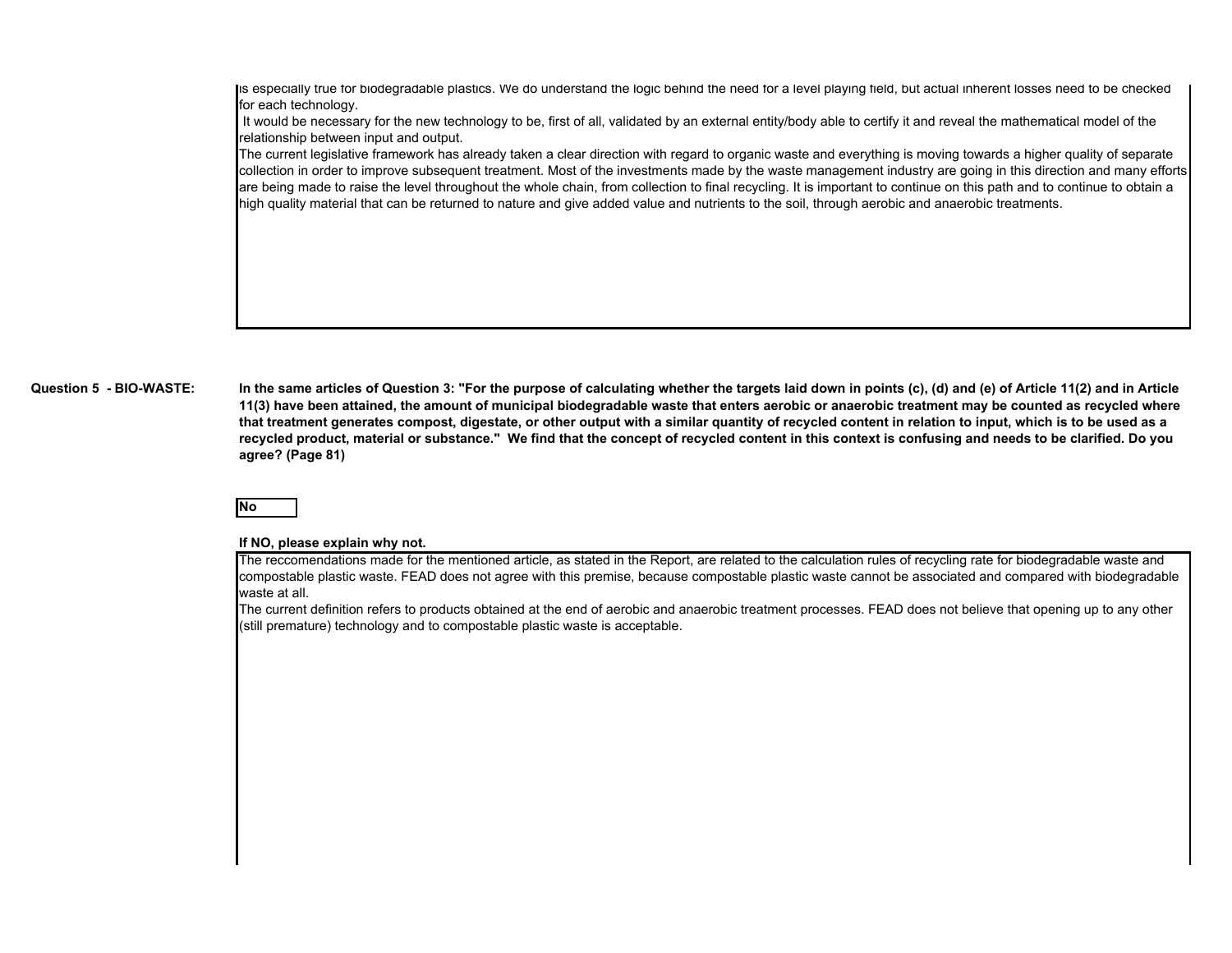is especially true for biodegradable plastics. We do understand the logic behind the need for a level playing field, but actual inherent losses need to be checked for each technology.

It would be necessary for the new technology to be, first of all, validated by an external entity/body able to certify it and reveal the mathematical model of the relationship between input and output.

The current legislative framework has already taken a clear direction with regard to organic waste and everything is moving towards a higher quality of separate collection in order to improve subsequent treatment. Most of the investments made by the waste management industry are going in this direction and many efforts are being made to raise the level throughout the whole chain, from collection to final recycling. It is important to continue on this path and to continue to obtain a high quality material that can be returned to nature and give added value and nutrients to the soil, through aerobic and anaerobic treatments.

**Question 5 - BIO-WASTE:**

**In the same articles of Question 3: "For the purpose of calculating whether the targets laid down in points (c), (d) and (e) of Article 11(2) and in Article 11(3) have been attained, the amount of municipal biodegradable waste that enters aerobic or anaerobic treatment may be counted as recycled where that treatment generates compost, digestate, or other output with a similar quantity of recycled content in relation to input, which is to be used as a recycled product, material or substance." We find that the concept of recycled content in this context is confusing and needs to be clarified. Do you agree? (Page 81)**

**No**

**If NO, please explain why not.**

The reccomendations made for the mentioned article, as stated in the Report, are related to the calculation rules of recycling rate for biodegradable waste and compostable plastic waste. FEAD does not agree with this premise, because compostable plastic waste cannot be associated and compared with biodegradable waste at all.

The current definition refers to products obtained at the end of aerobic and anaerobic treatment processes. FEAD does not believe that opening up to any other (still premature) technology and to compostable plastic waste is acceptable.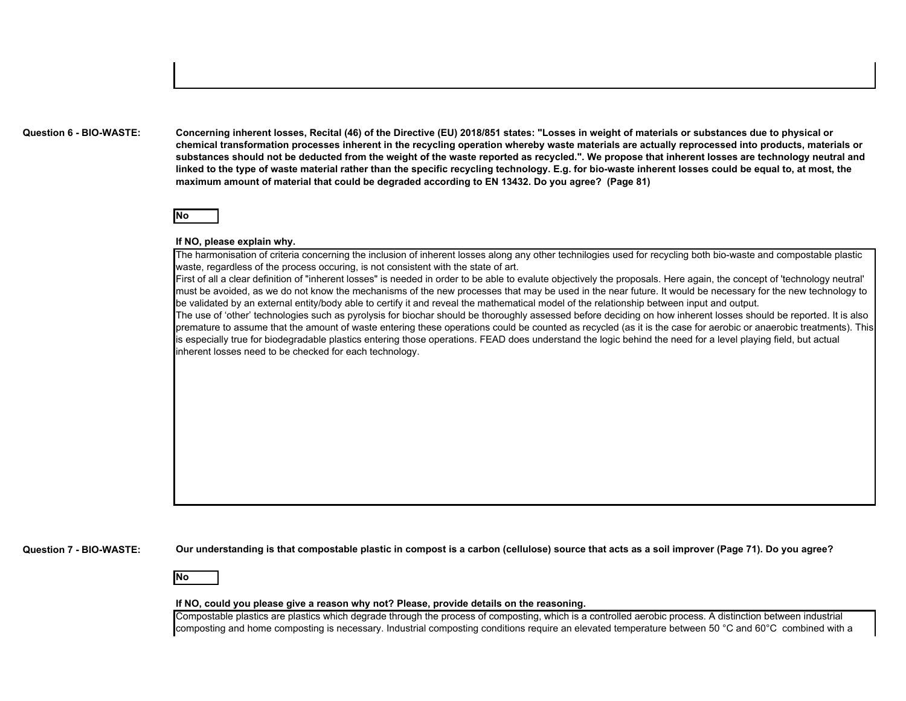**Question 6 - BIO-WASTE:**

**Concerning inherent losses, Recital (46) of the Directive (EU) 2018/851 states: "Losses in weight of materials or substances due to physical or chemical transformation processes inherent in the recycling operation whereby waste materials are actually reprocessed into products, materials or substances should not be deducted from the weight of the waste reported as recycled.". We propose that inherent losses are technology neutral and linked to the type of waste material rather than the specific recycling technology. E.g. for bio-waste inherent losses could be equal to, at most, the maximum amount of material that could be degraded according to EN 13432. Do you agree? (Page 81)**

**No**

**If NO, please explain why.**

The harmonisation of criteria concerning the inclusion of inherent losses along any other technilogies used for recycling both bio-waste and compostable plastic waste, regardless of the process occuring, is not consistent with the state of art.
First of all a clear definition of "inherent losses" is needed in order to be able to evalute objectively the proposals. Here again, the concept of 'technology neutral' must be avoided, as we do not know the mechanisms of the new processes that may be used in the near future. It would be necessary for the new technology to be validated by an external entity/body able to certify it and reveal the mathematical model of the relationship between input and output.
The use of 'other' technologies such as pyrolysis for biochar should be thoroughly assessed before deciding on how inherent losses should be reported. It is also premature to assume that the amount of waste entering these operations could be counted as recycled (as it is the case for aerobic or anaerobic treatments). This is especially true for biodegradable plastics entering those operations. FEAD does understand the logic behind the need for a level playing field, but actual inherent losses need to be checked for each technology.

**Question 7 - BIO-WASTE:**

**Our understanding is that compostable plastic in compost is a carbon (cellulose) source that acts as a soil improver (Page 71). Do you agree?**

**No**

**If NO, could you please give a reason why not? Please, provide details on the reasoning.**

Compostable plastics are plastics which degrade through the process of composting, which is a controlled aerobic process. A distinction between industrial composting and home composting is necessary. Industrial composting conditions require an elevated temperature between 50 °C and 60°C combined with a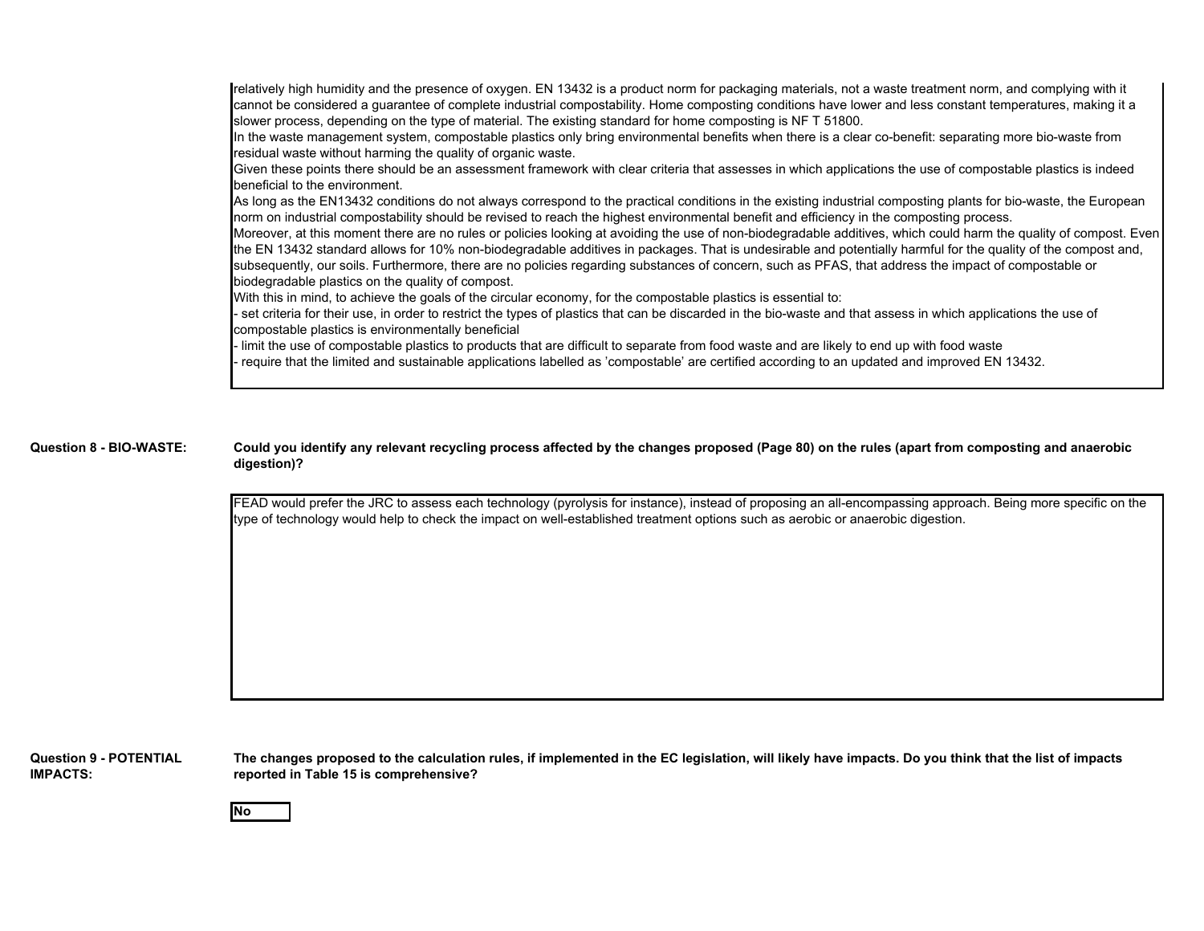relatively high humidity and the presence of oxygen. EN 13432 is a product norm for packaging materials, not a waste treatment norm, and complying with it cannot be considered a guarantee of complete industrial compostability. Home composting conditions have lower and less constant temperatures, making it a slower process, depending on the type of material. The existing standard for home composting is NF T 51800.
In the waste management system, compostable plastics only bring environmental benefits when there is a clear co-benefit: separating more bio-waste from residual waste without harming the quality of organic waste.
Given these points there should be an assessment framework with clear criteria that assesses in which applications the use of compostable plastics is indeed beneficial to the environment.
As long as the EN13432 conditions do not always correspond to the practical conditions in the existing industrial composting plants for bio-waste, the European norm on industrial compostability should be revised to reach the highest environmental benefit and efficiency in the composting process.
Moreover, at this moment there are no rules or policies looking at avoiding the use of non-biodegradable additives, which could harm the quality of compost. Even the EN 13432 standard allows for 10% non-biodegradable additives in packages. That is undesirable and potentially harmful for the quality of the compost and, subsequently, our soils. Furthermore, there are no policies regarding substances of concern, such as PFAS, that address the impact of compostable or biodegradable plastics on the quality of compost.
With this in mind, to achieve the goals of the circular economy, for the compostable plastics is essential to:
- set criteria for their use, in order to restrict the types of plastics that can be discarded in the bio-waste and that assess in which applications the use of compostable plastics is environmentally beneficial
- limit the use of compostable plastics to products that are difficult to separate from food waste and are likely to end up with food waste
- require that the limited and sustainable applications labelled as 'compostable' are certified according to an updated and improved EN 13432.

**Question 8 - BIO-WASTE:** **Could you identify any relevant recycling process affected by the changes proposed (Page 80) on the rules (apart from composting and anaerobic digestion)?**

FEAD would prefer the JRC to assess each technology (pyrolysis for instance), instead of proposing an all-encompassing approach. Being more specific on the type of technology would help to check the impact on well-established treatment options such as aerobic or anaerobic digestion.

**Question 9 - POTENTIAL IMPACTS:** **The changes proposed to the calculation rules, if implemented in the EC legislation, will likely have impacts. Do you think that the list of impacts reported in Table 15 is comprehensive?**

No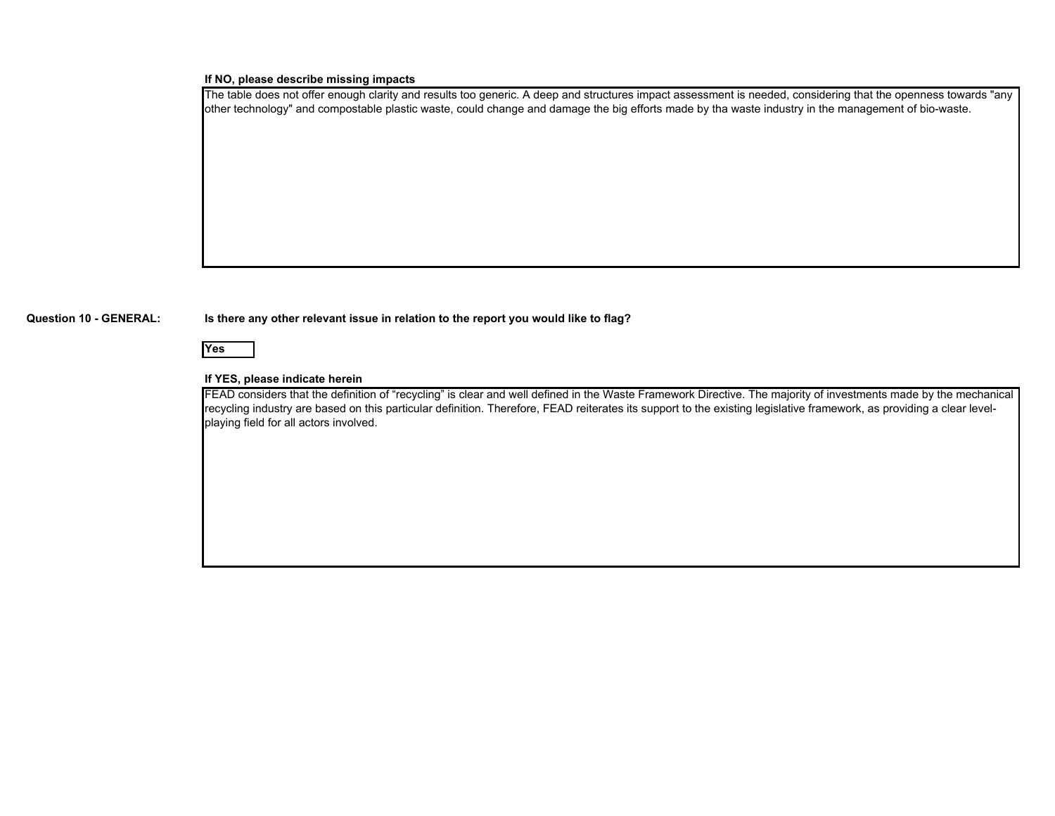**If NO, please describe missing impacts**

The table does not offer enough clarity and results too generic. A deep and structures impact assessment is needed, considering that the openness towards "any other technology" and compostable plastic waste, could change and damage the big efforts made by tha waste industry in the management of bio-waste.

**Question 10 - GENERAL:** **Is there any other relevant issue in relation to the report you would like to flag?**

**Yes**

**If YES, please indicate herein**

FEAD considers that the definition of “recycling” is clear and well defined in the Waste Framework Directive. The majority of investments made by the mechanical recycling industry are based on this particular definition. Therefore, FEAD reiterates its support to the existing legislative framework, as providing a clear level-playing field for all actors involved.